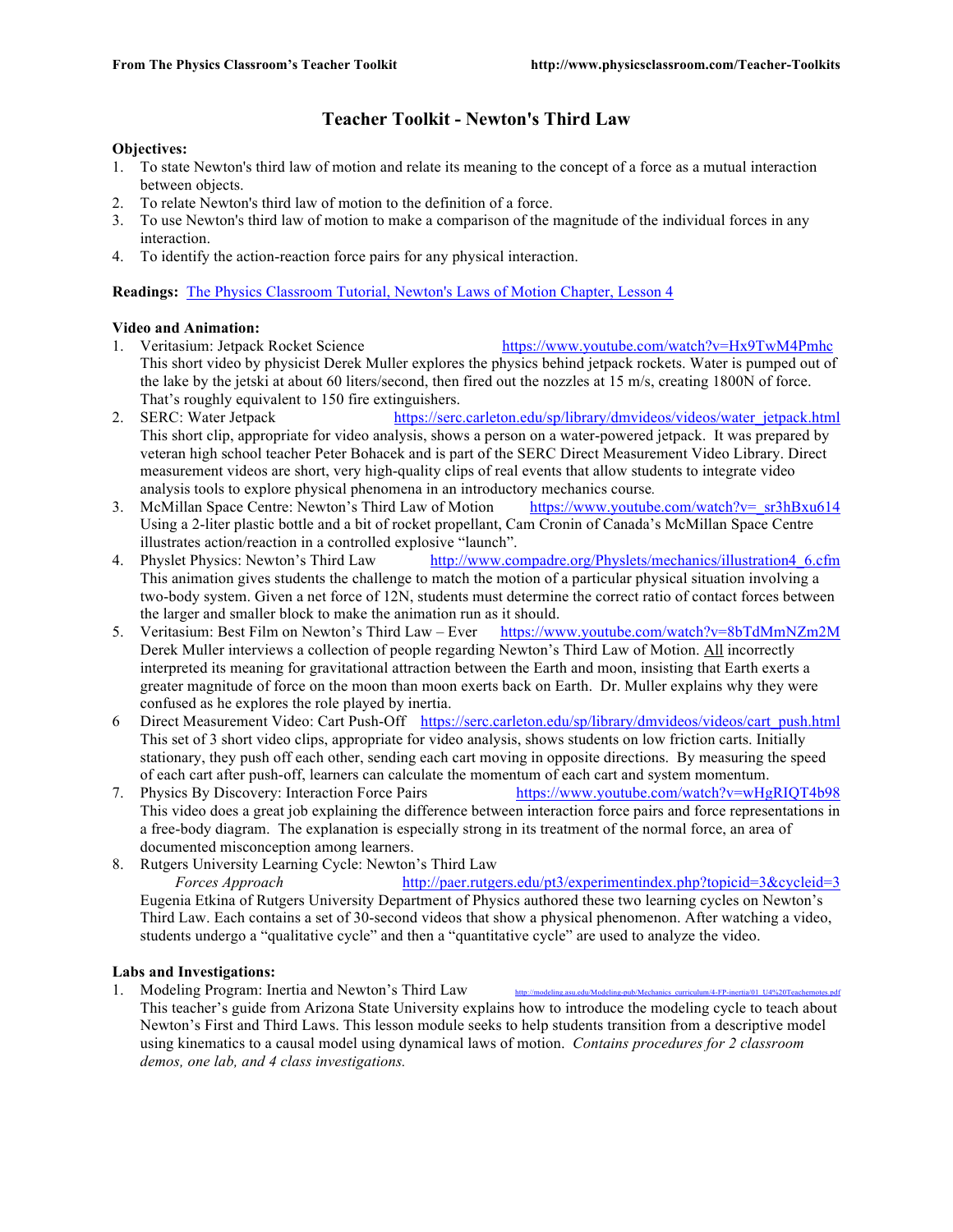# Teacher Toolkit - Newton's Third Law

**Objectives:**

1. To state Newton's third law of motion and relate its meaning to the concept of a force as a mutual interaction between objects.
2. To relate Newton's third law of motion to the definition of a force.
3. To use Newton's third law of motion to make a comparison of the magnitude of the individual forces in any interaction.
4. To identify the action-reaction force pairs for any physical interaction.

**Readings:** [The Physics Classroom Tutorial, Newton's Laws of Motion Chapter, Lesson 4]()

**Video and Animation:**

1. Veritasium: Jetpack Rocket Science https://www.youtube.com/watch?v=Hx9TwM4Pmhc
   This short video by physicist Derek Muller explores the physics behind jetpack rockets. Water is pumped out of the lake by the jetski at about 60 liters/second, then fired out the nozzles at 15 m/s, creating 1800N of force. That's roughly equivalent to 150 fire extinguishers.
2. SERC: Water Jetpack https://serc.carleton.edu/sp/library/dmvideos/videos/water_jetpack.html
   This short clip, appropriate for video analysis, shows a person on a water-powered jetpack. It was prepared by veteran high school teacher Peter Bohacek and is part of the SERC Direct Measurement Video Library. Direct measurement videos are short, very high-quality clips of real events that allow students to integrate video analysis tools to explore physical phenomena in an introductory mechanics course.
3. McMillan Space Centre: Newton's Third Law of Motion https://www.youtube.com/watch?v=_sr3hBxu614
   Using a 2-liter plastic bottle and a bit of rocket propellant, Cam Cronin of Canada's McMillan Space Centre illustrates action/reaction in a controlled explosive "launch".
4. Physlet Physics: Newton's Third Law http://www.compadre.org/Physlets/mechanics/illustration4_6.cfm
   This animation gives students the challenge to match the motion of a particular physical situation involving a two-body system. Given a net force of 12N, students must determine the correct ratio of contact forces between the larger and smaller block to make the animation run as it should.
5. Veritasium: Best Film on Newton's Third Law – Ever https://www.youtube.com/watch?v=8bTdMmNZm2M
   Derek Muller interviews a collection of people regarding Newton's Third Law of Motion. <u>All</u> incorrectly interpreted its meaning for gravitational attraction between the Earth and moon, insisting that Earth exerts a greater magnitude of force on the moon than moon exerts back on Earth. Dr. Muller explains why they were confused as he explores the role played by inertia.
6. Direct Measurement Video: Cart Push-Off https://serc.carleton.edu/sp/library/dmvideos/videos/cart_push.html
   This set of 3 short video clips, appropriate for video analysis, shows students on low friction carts. Initially stationary, they push off each other, sending each cart moving in opposite directions. By measuring the speed of each cart after push-off, learners can calculate the momentum of each cart and system momentum.
7. Physics By Discovery: Interaction Force Pairs https://www.youtube.com/watch?v=wHgRIQT4b98
   This video does a great job explaining the difference between interaction force pairs and force representations in a free-body diagram. The explanation is especially strong in its treatment of the normal force, an area of documented misconception among learners.
8. Rutgers University Learning Cycle: Newton's Third Law
   *Forces Approach* http://paer.rutgers.edu/pt3/experimentindex.php?topicid=3&cycleid=3
   Eugenia Etkina of Rutgers University Department of Physics authored these two learning cycles on Newton's Third Law. Each contains a set of 30-second videos that show a physical phenomenon. After watching a video, students undergo a "qualitative cycle" and then a "quantitative cycle" are used to analyze the video.

**Labs and Investigations:**

1. Modeling Program: Inertia and Newton's Third Law http://modeling.asu.edu/Modeling-pub/Mechanics_curriculum/4-FP-inertia/01_U4%20Teachernotes.pdf
   This teacher's guide from Arizona State University explains how to introduce the modeling cycle to teach about Newton's First and Third Laws. This lesson module seeks to help students transition from a descriptive model using kinematics to a causal model using dynamical laws of motion. *Contains procedures for 2 classroom demos, one lab, and 4 class investigations.*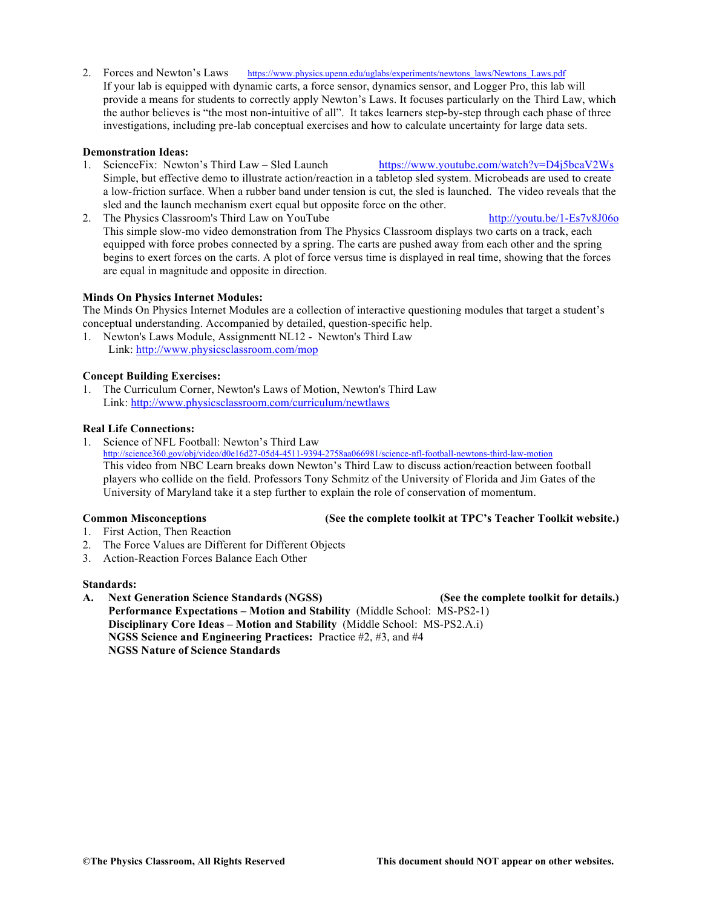2. Forces and Newton's Laws https://www.physics.upenn.edu/uglabs/experiments/newtons_laws/Newtons_Laws.pdf
   If your lab is equipped with dynamic carts, a force sensor, dynamics sensor, and Logger Pro, this lab will provide a means for students to correctly apply Newton's Laws. It focuses particularly on the Third Law, which the author believes is "the most non-intuitive of all". It takes learners step-by-step through each phase of three investigations, including pre-lab conceptual exercises and how to calculate uncertainty for large data sets.

**Demonstration Ideas:**

1. ScienceFix: Newton's Third Law – Sled Launch https://www.youtube.com/watch?v=D4j5bcaV2Ws
   Simple, but effective demo to illustrate action/reaction in a tabletop sled system. Microbeads are used to create a low-friction surface. When a rubber band under tension is cut, the sled is launched. The video reveals that the sled and the launch mechanism exert equal but opposite force on the other.
2. The Physics Classroom's Third Law on YouTube http://youtu.be/1-Es7v8J06o
   This simple slow-mo video demonstration from The Physics Classroom displays two carts on a track, each equipped with force probes connected by a spring. The carts are pushed away from each other and the spring begins to exert forces on the carts. A plot of force versus time is displayed in real time, showing that the forces are equal in magnitude and opposite in direction.

**Minds On Physics Internet Modules:**

The Minds On Physics Internet Modules are a collection of interactive questioning modules that target a student's conceptual understanding. Accompanied by detailed, question-specific help.

1. Newton's Laws Module, Assignmentt NL12 - Newton's Third Law
   Link: http://www.physicsclassroom.com/mop

**Concept Building Exercises:**

1. The Curriculum Corner, Newton's Laws of Motion, Newton's Third Law
   Link: http://www.physicsclassroom.com/curriculum/newtlaws

**Real Life Connections:**

1. Science of NFL Football: Newton's Third Law
   http://science360.gov/obj/video/d0e16d27-05d4-4511-9394-2758aa066981/science-nfl-football-newtons-third-law-motion
   This video from NBC Learn breaks down Newton's Third Law to discuss action/reaction between football players who collide on the field. Professors Tony Schmitz of the University of Florida and Jim Gates of the University of Maryland take it a step further to explain the role of conservation of momentum.

**Common Misconceptions** **(See the complete toolkit at TPC's Teacher Toolkit website.)**

1. First Action, Then Reaction
2. The Force Values are Different for Different Objects
3. Action-Reaction Forces Balance Each Other

**Standards:**

**A. Next Generation Science Standards (NGSS)** **(See the complete toolkit for details.)**

**Performance Expectations – Motion and Stability** (Middle School: MS-PS2-1)
**Disciplinary Core Ideas – Motion and Stability** (Middle School: MS-PS2.A.i)
**NGSS Science and Engineering Practices:** Practice #2, #3, and #4
**NGSS Nature of Science Standards**